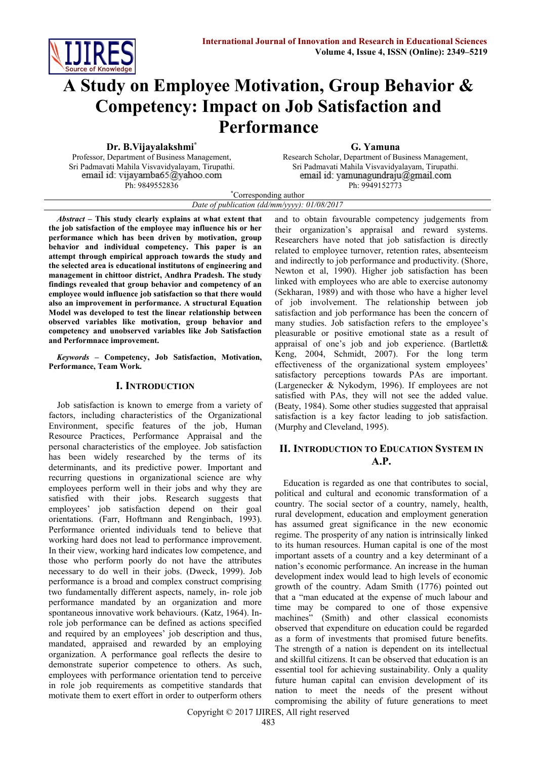# A Study on Employee Motivation, Group Behavior & Competency: Impact on Job Satisfaction and Performance

**Dr. B.Vijayalakshmi***
Professor, Department of Business Management,
Sri Padmavati Mahila Visvavidyalayam, Tirupathi.
email id: vijayamba65@yahoo.com
Ph: 9849552836

**G. Yamuna**
Research Scholar, Department of Business Management,
Sri Padmavati Mahila Visvavidyalayam, Tirupathi.
email id: yamunagundraju@gmail.com
Ph: 9949152773

*Corresponding author

*Date of publication (dd/mm/yyyy): 01/08/2017*

***Abstract*** **– This study clearly explains at what extent that the job satisfaction of the employee may influence his or her performance which has been driven by motivation, group behavior and individual competency. This paper is an attempt through empirical approach towards the study and the selected area is educational institutons of engineering and management in chittoor district, Andhra Pradesh. The study findings revealed that group behavior and competency of an employee would influence job satisfaction so that there would also an improvement in performance. A structural Equation Model was developed to test the linear relationship between observed variables like motivation, group behavior and competency and unobserved variables like Job Satisfaction and Performnace improvement.**

***Keywords*** **– Competency, Job Satisfaction, Motivation, Performance, Team Work.**

## I. Introduction

Job satisfaction is known to emerge from a variety of factors, including characteristics of the Organizational Environment, specific features of the job, Human Resource Practices, Performance Appraisal and the personal characteristics of the employee. Job satisfaction has been widely researched by the terms of its determinants, and its predictive power. Important and recurring questions in organizational science are why employees perform well in their jobs and why they are satisfied with their jobs. Research suggests that employees' job satisfaction depend on their goal orientations. (Farr, Hoftmann and Renginbach, 1993). Performance oriented individuals tend to believe that working hard does not lead to performance improvement. In their view, working hard indicates low competence, and those who perform poorly do not have the attributes necessary to do well in their jobs. (Dweck, 1999). Job performance is a broad and complex construct comprising two fundamentally different aspects, namely, in- role job performance mandated by an organization and more spontaneous innovative work behaviours. (Katz, 1964). In-role job performance can be defined as actions specified and required by an employees' job description and thus, mandated, appraised and rewarded by an employing organization. A performance goal reflects the desire to demonstrate superior competence to others. As such, employees with performance orientation tend to perceive in role job requirements as competitive standards that motivate them to exert effort in order to outperform others and to obtain favourable competency judgements from their organization's appraisal and reward systems. Researchers have noted that job satisfaction is directly related to employee turnover, retention rates, absenteeism and indirectly to job performance and productivity. (Shore, Newton et al, 1990). Higher job satisfaction has been linked with employees who are able to exercise autonomy (Sekharan, 1989) and with those who have a higher level of job involvement. The relationship between job satisfaction and job performance has been the concern of many studies. Job satisfaction refers to the employee's pleasurable or positive emotional state as a result of appraisal of one's job and job experience. (Bartlett& Keng, 2004, Schmidt, 2007). For the long term effectiveness of the organizational system employees' satisfactory perceptions towards PAs are important. (Largenecker & Nykodym, 1996). If employees are not satisfied with PAs, they will not see the added value. (Beaty, 1984). Some other studies suggested that appraisal satisfaction is a key factor leading to job satisfaction. (Murphy and Cleveland, 1995).

## II. Introduction to Education System in A.P.

Education is regarded as one that contributes to social, political and cultural and economic transformation of a country. The social sector of a country, namely, health, rural development, education and employment generation has assumed great significance in the new economic regime. The prosperity of any nation is intrinsically linked to its human resources. Human capital is one of the most important assets of a country and a key determinant of a nation's economic performance. An increase in the human development index would lead to high levels of economic growth of the country. Adam Smith (1776) pointed out that a "man educated at the expense of much labour and time may be compared to one of those expensive machines" (Smith) and other classical economists observed that expenditure on education could be regarded as a form of investments that promised future benefits. The strength of a nation is dependent on its intellectual and skillful citizens. It can be observed that education is an essential tool for achieving sustainability. Only a quality future human capital can envision development of its nation to meet the needs of the present without compromising the ability of future generations to meet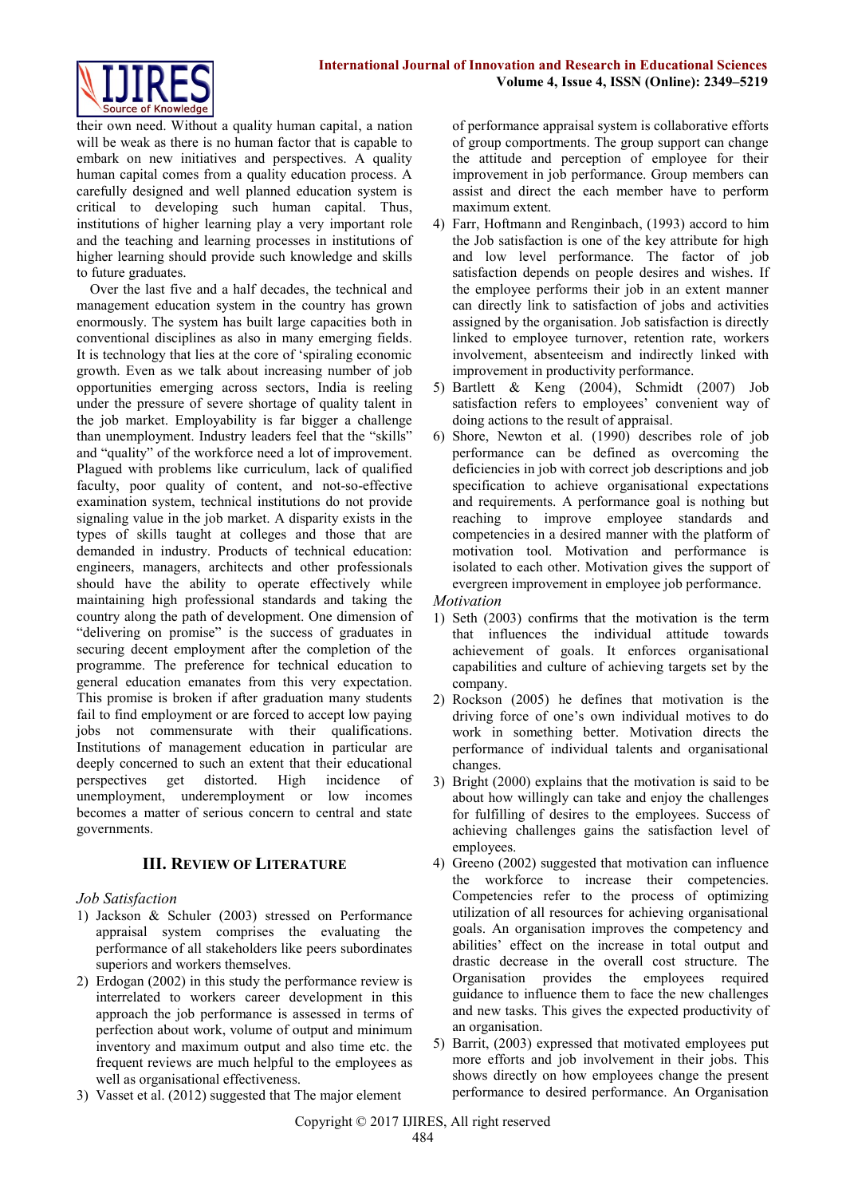their own need. Without a quality human capital, a nation will be weak as there is no human factor that is capable to embark on new initiatives and perspectives. A quality human capital comes from a quality education process. A carefully designed and well planned education system is critical to developing such human capital. Thus, institutions of higher learning play a very important role and the teaching and learning processes in institutions of higher learning should provide such knowledge and skills to future graduates.

Over the last five and a half decades, the technical and management education system in the country has grown enormously. The system has built large capacities both in conventional disciplines as also in many emerging fields. It is technology that lies at the core of 'spiraling economic growth. Even as we talk about increasing number of job opportunities emerging across sectors, India is reeling under the pressure of severe shortage of quality talent in the job market. Employability is far bigger a challenge than unemployment. Industry leaders feel that the "skills" and "quality" of the workforce need a lot of improvement. Plagued with problems like curriculum, lack of qualified faculty, poor quality of content, and not-so-effective examination system, technical institutions do not provide signaling value in the job market. A disparity exists in the types of skills taught at colleges and those that are demanded in industry. Products of technical education: engineers, managers, architects and other professionals should have the ability to operate effectively while maintaining high professional standards and taking the country along the path of development. One dimension of "delivering on promise" is the success of graduates in securing decent employment after the completion of the programme. The preference for technical education to general education emanates from this very expectation. This promise is broken if after graduation many students fail to find employment or are forced to accept low paying jobs not commensurate with their qualifications. Institutions of management education in particular are deeply concerned to such an extent that their educational perspectives get distorted. High incidence of unemployment, underemployment or low incomes becomes a matter of serious concern to central and state governments.

## III. Review of Literature

### *Job Satisfaction*

1) Jackson & Schuler (2003) stressed on Performance appraisal system comprises the evaluating the performance of all stakeholders like peers subordinates superiors and workers themselves.
2) Erdogan (2002) in this study the performance review is interrelated to workers career development in this approach the job performance is assessed in terms of perfection about work, volume of output and minimum inventory and maximum output and also time etc. the frequent reviews are much helpful to the employees as well as organisational effectiveness.
3) Vasset et al. (2012) suggested that The major element of performance appraisal system is collaborative efforts of group comportments. The group support can change the attitude and perception of employee for their improvement in job performance. Group members can assist and direct the each member have to perform maximum extent.
4) Farr, Hoftmann and Renginbach, (1993) accord to him the Job satisfaction is one of the key attribute for high and low level performance. The factor of job satisfaction depends on people desires and wishes. If the employee performs their job in an extent manner can directly link to satisfaction of jobs and activities assigned by the organisation. Job satisfaction is directly linked to employee turnover, retention rate, workers involvement, absenteeism and indirectly linked with improvement in productivity performance.
5) Bartlett & Keng (2004), Schmidt (2007) Job satisfaction refers to employees' convenient way of doing actions to the result of appraisal.
6) Shore, Newton et al. (1990) describes role of job performance can be defined as overcoming the deficiencies in job with correct job descriptions and job specification to achieve organisational expectations and requirements. A performance goal is nothing but reaching to improve employee standards and competencies in a desired manner with the platform of motivation tool. Motivation and performance is isolated to each other. Motivation gives the support of evergreen improvement in employee job performance.

### *Motivation*

1) Seth (2003) confirms that the motivation is the term that influences the individual attitude towards achievement of goals. It enforces organisational capabilities and culture of achieving targets set by the company.
2) Rockson (2005) he defines that motivation is the driving force of one's own individual motives to do work in something better. Motivation directs the performance of individual talents and organisational changes.
3) Bright (2000) explains that the motivation is said to be about how willingly can take and enjoy the challenges for fulfilling of desires to the employees. Success of achieving challenges gains the satisfaction level of employees.
4) Greeno (2002) suggested that motivation can influence the workforce to increase their competencies. Competencies refer to the process of optimizing utilization of all resources for achieving organisational goals. An organisation improves the competency and abilities' effect on the increase in total output and drastic decrease in the overall cost structure. The Organisation provides the employees required guidance to influence them to face the new challenges and new tasks. This gives the expected productivity of an organisation.
5) Barrit, (2003) expressed that motivated employees put more efforts and job involvement in their jobs. This shows directly on how employees change the present performance to desired performance. An Organisation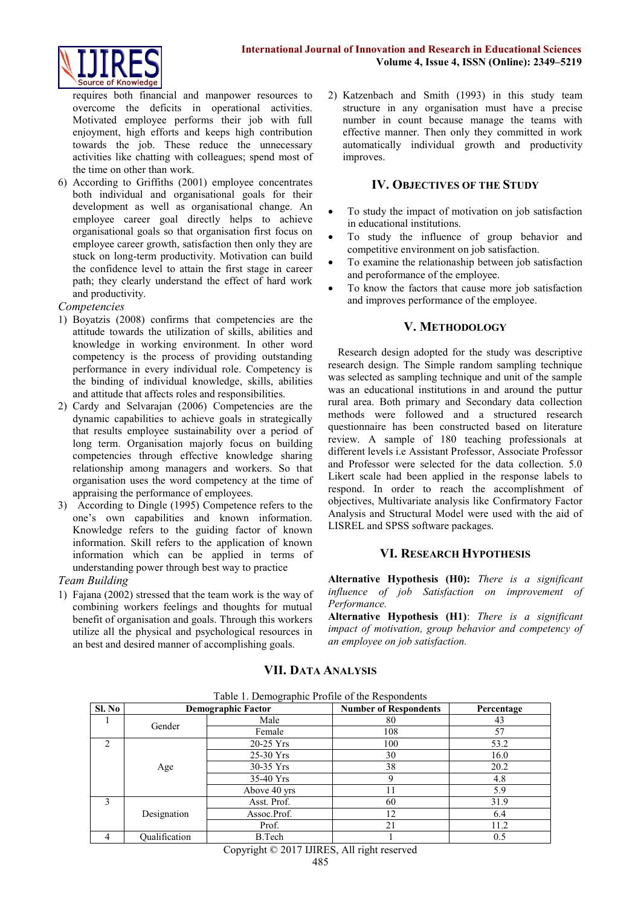requires both financial and manpower resources to overcome the deficits in operational activities. Motivated employee performs their job with full enjoyment, high efforts and keeps high contribution towards the job. These reduce the unnecessary activities like chatting with colleagues; spend most of the time on other than work.

6) According to Griffiths (2001) employee concentrates both individual and organisational goals for their development as well as organisational change. An employee career goal directly helps to achieve organisational goals so that organisation first focus on employee career growth, satisfaction then only they are stuck on long-term productivity. Motivation can build the confidence level to attain the first stage in career path; they clearly understand the effect of hard work and productivity.

*Competencies*

1) Boyatzis (2008) confirms that competencies are the attitude towards the utilization of skills, abilities and knowledge in working environment. In other word competency is the process of providing outstanding performance in every individual role. Competency is the binding of individual knowledge, skills, abilities and attitude that affects roles and responsibilities.
2) Cardy and Selvarajan (2006) Competencies are the dynamic capabilities to achieve goals in strategically that results employee sustainability over a period of long term. Organisation majorly focus on building competencies through effective knowledge sharing relationship among managers and workers. So that organisation uses the word competency at the time of appraising the performance of employees.
3) According to Dingle (1995) Competence refers to the one's own capabilities and known information. Knowledge refers to the guiding factor of known information. Skill refers to the application of known information which can be applied in terms of understanding power through best way to practice

*Team Building*

1) Fajana (2002) stressed that the team work is the way of combining workers feelings and thoughts for mutual benefit of organisation and goals. Through this workers utilize all the physical and psychological resources in an best and desired manner of accomplishing goals.
2) Katzenbach and Smith (1993) in this study team structure in any organisation must have a precise number in count because manage the teams with effective manner. Then only they committed in work automatically individual growth and productivity improves.

## IV. Objectives of the Study

- To study the impact of motivation on job satisfaction in educational institutions.
- To study the influence of group behavior and competitive environment on job satisfaction.
- To examine the relationship between job satisfaction and peroformance of the employee.
- To know the factors that cause more job satisfaction and improves performance of the employee.

## V. Methodology

Research design adopted for the study was descriptive research design. The Simple random sampling technique was selected as sampling technique and unit of the sample was an educational institutions in and around the puttur rural area. Both primary and Secondary data collection methods were followed and a structured research questionnaire has been constructed based on literature review. A sample of 180 teaching professionals at different levels i.e Assistant Professor, Associate Professor and Professor were selected for the data collection. 5.0 Likert scale had been applied in the response labels to respond. In order to reach the accomplishment of objectives, Multivariate analysis like Confirmatory Factor Analysis and Structural Model were used with the aid of LISREL and SPSS software packages.

## VI. Research Hypothesis

**Alternative Hypothesis (H0):** *There is a significant influence of job Satisfaction on improvement of Performance.*

**Alternative Hypothesis (H1)**: *There is a significant impact of motivation, group behavior and competency of an employee on job satisfaction.*

## VII. Data Analysis

Table 1. Demographic Profile of the Respondents

| Sl. No | Demographic Factor | | Number of Respondents | Percentage |
|---|---|---|---|---|
| 1 | Gender | Male | 80 | 43 |
| | | Female | 108 | 57 |
| 2 | Age | 20-25 Yrs | 100 | 53.2 |
| | | 25-30 Yrs | 30 | 16.0 |
| | | 30-35 Yrs | 38 | 20.2 |
| | | 35-40 Yrs | 9 | 4.8 |
| | | Above 40 yrs | 11 | 5.9 |
| 3 | Designation | Asst. Prof. | 60 | 31.9 |
| | | Assoc.Prof. | 12 | 6.4 |
| | | Prof. | 21 | 11.2 |
| 4 | Qualification | B.Tech | 1 | 0.5 |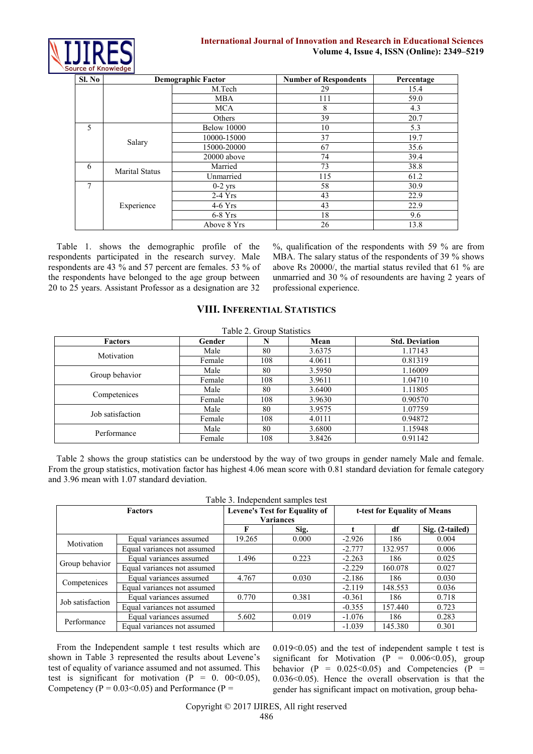| Sl. No | Demographic Factor | | Number of Respondents | Percentage |
|---|---|---|---|---|
| | | M.Tech | 29 | 15.4 |
| | | MBA | 111 | 59.0 |
| | | MCA | 8 | 4.3 |
| | | Others | 39 | 20.7 |
| 5 | Salary | Below 10000 | 10 | 5.3 |
| | | 10000-15000 | 37 | 19.7 |
| | | 15000-20000 | 67 | 35.6 |
| | | 20000 above | 74 | 39.4 |
| 6 | Marital Status | Married | 73 | 38.8 |
| | | Unmarried | 115 | 61.2 |
| 7 | Experience | 0-2 yrs | 58 | 30.9 |
| | | 2-4 Yrs | 43 | 22.9 |
| | | 4-6 Yrs | 43 | 22.9 |
| | | 6-8 Yrs | 18 | 9.6 |
| | | Above 8 Yrs | 26 | 13.8 |

Table 1. shows the demographic profile of the respondents participated in the research survey. Male respondents are 43 % and 57 percent are females. 53 % of the respondents have belonged to the age group between 20 to 25 years. Assistant Professor as a designation are 32 %, qualification of the respondents with 59 % are from MBA. The salary status of the respondents of 39 % shows above Rs 20000/, the martial status reviled that 61 % are unmarried and 30 % of resoundents are having 2 years of professional experience.

## VIII. Inferential Statistics

Table 2. Group Statistics

| Factors | Gender | N | Mean | Std. Deviation |
|---|---|---|---|---|
| Motivation | Male | 80 | 3.6375 | 1.17143 |
| | Female | 108 | 4.0611 | 0.81319 |
| Group behavior | Male | 80 | 3.5950 | 1.16009 |
| | Female | 108 | 3.9611 | 1.04710 |
| Competenices | Male | 80 | 3.6400 | 1.11805 |
| | Female | 108 | 3.9630 | 0.90570 |
| Job satisfaction | Male | 80 | 3.9575 | 1.07759 |
| | Female | 108 | 4.0111 | 0.94872 |
| Performance | Male | 80 | 3.6800 | 1.15948 |
| | Female | 108 | 3.8426 | 0.91142 |

Table 2 shows the group statistics can be understood by the way of two groups in gender namely Male and female. From the group statistics, motivation factor has highest 4.06 mean score with 0.81 standard deviation for female category and 3.96 mean with 1.07 standard deviation.

Table 3. Independent samples test

| Factors | | Levene's Test for Equality of Variances | | t-test for Equality of Means | | |
|---|---|---|---|---|---|---|
| | | F | Sig. | t | df | Sig. (2-tailed) |
| Motivation | Equal variances assumed | 19.265 | 0.000 | -2.926 | 186 | 0.004 |
| | Equal variances not assumed | | | -2.777 | 132.957 | 0.006 |
| Group behavior | Equal variances assumed | 1.496 | 0.223 | -2.263 | 186 | 0.025 |
| | Equal variances not assumed | | | -2.229 | 160.078 | 0.027 |
| Competenices | Equal variances assumed | 4.767 | 0.030 | -2.186 | 186 | 0.030 |
| | Equal variances not assumed | | | -2.119 | 148.553 | 0.036 |
| Job satisfaction | Equal variances assumed | 0.770 | 0.381 | -0.361 | 186 | 0.718 |
| | Equal variances not assumed | | | -0.355 | 157.440 | 0.723 |
| Performance | Equal variances assumed | 5.602 | 0.019 | -1.076 | 186 | 0.283 |
| | Equal variances not assumed | | | -1.039 | 145.380 | 0.301 |

From the Independent sample t test results which are shown in Table 3 represented the results about Levene's test of equality of variance assumed and not assumed. This test is significant for motivation (P = 0. 00<0.05), Competency (P = 0.03<0.05) and Performance (P = 0.019<0.05) and the test of independent sample t test is significant for Motivation (P = 0.006<0.05), group behavior (P = 0.025<0.05) and Competencies (P = 0.036<0.05). Hence the overall observation is that the gender has significant impact on motivation, group beha-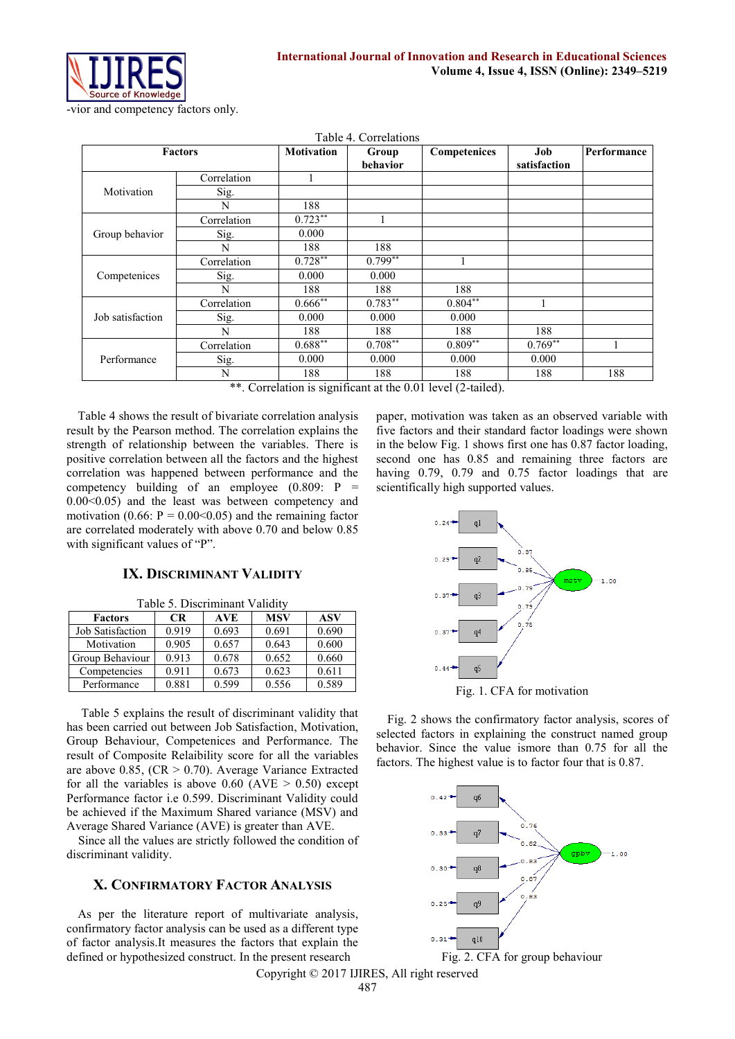-vior and competency factors only.

Table 4. Correlations

| Factors | | Motivation | Group behavior | Competenices | Job satisfaction | Performance |
|---|---|---|---|---|---|---|
| Motivation | Correlation | 1 | | | | |
| | Sig. | | | | | |
| | N | 188 | | | | |
| Group behavior | Correlation | 0.723** | 1 | | | |
| | Sig. | 0.000 | | | | |
| | N | 188 | 188 | | | |
| Competenices | Correlation | 0.728** | 0.799** | 1 | | |
| | Sig. | 0.000 | 0.000 | | | |
| | N | 188 | 188 | 188 | | |
| Job satisfaction | Correlation | 0.666** | 0.783** | 0.804** | 1 | |
| | Sig. | 0.000 | 0.000 | 0.000 | | |
| | N | 188 | 188 | 188 | 188 | |
| Performance | Correlation | 0.688** | 0.708** | 0.809** | 0.769** | 1 |
| | Sig. | 0.000 | 0.000 | 0.000 | 0.000 | |
| | N | 188 | 188 | 188 | 188 | 188 |

**. Correlation is significant at the 0.01 level (2-tailed).

Table 4 shows the result of bivariate correlation analysis result by the Pearson method. The correlation explains the strength of relationship between the variables. There is positive correlation between all the factors and the highest correlation was happened between performance and the competency building of an employee (0.809: P = 0.00<0.05) and the least was between competency and motivation (0.66: P = 0.00<0.05) and the remaining factor are correlated moderately with above 0.70 and below 0.85 with significant values of "P".

## IX. Discriminant Validity

Table 5. Discriminant Validity

| Factors | CR | AVE | MSV | ASV |
|---|---|---|---|---|
| Job Satisfaction | 0.919 | 0.693 | 0.691 | 0.690 |
| Motivation | 0.905 | 0.657 | 0.643 | 0.600 |
| Group Behaviour | 0.913 | 0.678 | 0.652 | 0.660 |
| Competencies | 0.911 | 0.673 | 0.623 | 0.611 |
| Performance | 0.881 | 0.599 | 0.556 | 0.589 |

Table 5 explains the result of discriminant validity that has been carried out between Job Satisfaction, Motivation, Group Behaviour, Competencies and Performance. The result of Composite Relaibility score for all the variables are above 0.85, (CR > 0.70). Average Variance Extracted for all the variables is above 0.60 (AVE > 0.50) except Performance factor i.e 0.599. Discriminant Validity could be achieved if the Maximum Shared variance (MSV) and Average Shared Variance (AVE) is greater than AVE.

Since all the values are strictly followed the condition of discriminant validity.

## X. Confirmatory Factor Analysis

As per the literature report of multivariate analysis, confirmatory factor analysis can be used as a different type of factor analysis.It measures the factors that explain the defined or hypothesized construct. In the present research paper, motivation was taken as an observed variable with five factors and their standard factor loadings were shown in the below Fig. 1 shows first one has 0.87 factor loading, second one has 0.85 and remaining three factors are having 0.79, 0.79 and 0.75 factor loadings that are scientifically high supported values.

Fig. 1. CFA for motivation

Fig. 2 shows the confirmatory factor analysis, scores of selected factors in explaining the construct named group behavior. Since the value ismore than 0.75 for all the factors. The highest value is to factor four that is 0.87.

Fig. 2. CFA for group behaviour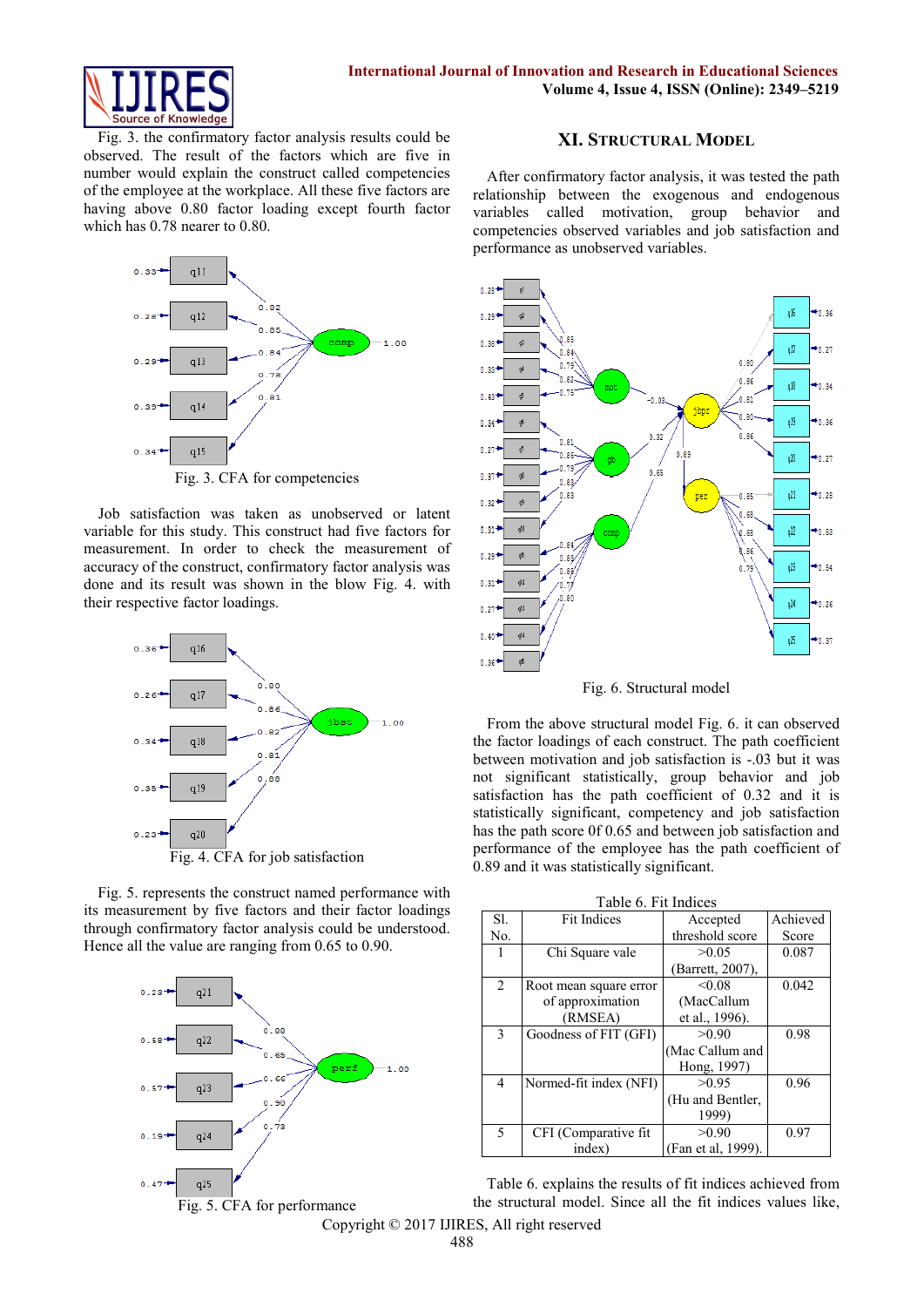Fig. 3. the confirmatory factor analysis results could be observed. The result of the factors which are five in number would explain the construct called competencies of the employee at the workplace. All these five factors are having above 0.80 factor loading except fourth factor which has 0.78 nearer to 0.80.

Fig. 3. CFA for competencies

Job satisfaction was taken as unobserved or latent variable for this study. This construct had five factors for measurement. In order to check the measurement of accuracy of the construct, confirmatory factor analysis was done and its result was shown in the blow Fig. 4. with their respective factor loadings.

Fig. 4. CFA for job satisfaction

Fig. 5. represents the construct named performance with its measurement by five factors and their factor loadings through confirmatory factor analysis could be understood. Hence all the value are ranging from 0.65 to 0.90.

Fig. 5. CFA for performance

## XI. Structural Model

After confirmatory factor analysis, it was tested the path relationship between the exogenous and endogenous variables called motivation, group behavior and competencies observed variables and job satisfaction and performance as unobserved variables.

Fig. 6. Structural model

From the above structural model Fig. 6. it can observed the factor loadings of each construct. The path coefficient between motivation and job satisfaction is -.03 but it was not significant statistically, group behavior and job satisfaction has the path coefficient of 0.32 and it is statistically significant, competency and job satisfaction has the path score 0f of 0.65 and between job satisfaction and performance of the employee has the path coefficient of 0.89 and it was statistically significant.

Table 6. Fit Indices

| Sl. No. | Fit Indices | Accepted threshold score | Achieved Score |
|---|---|---|---|
| 1 | Chi Square vale | >0.05 (Barrett, 2007), | 0.087 |
| 2 | Root mean square error of approximation (RMSEA) | <0.08 (MacCallum et al., 1996). | 0.042 |
| 3 | Goodness of FIT (GFI) | >0.90 (Mac Callum and Hong, 1997) | 0.98 |
| 4 | Normed-fit index (NFI) | >0.95 (Hu and Bentler, 1999) | 0.96 |
| 5 | CFI (Comparative fit index) | >0.90 (Fan et al, 1999). | 0.97 |

Table 6. explains the results of fit indices achieved from the structural model. Since all the fit indices values like,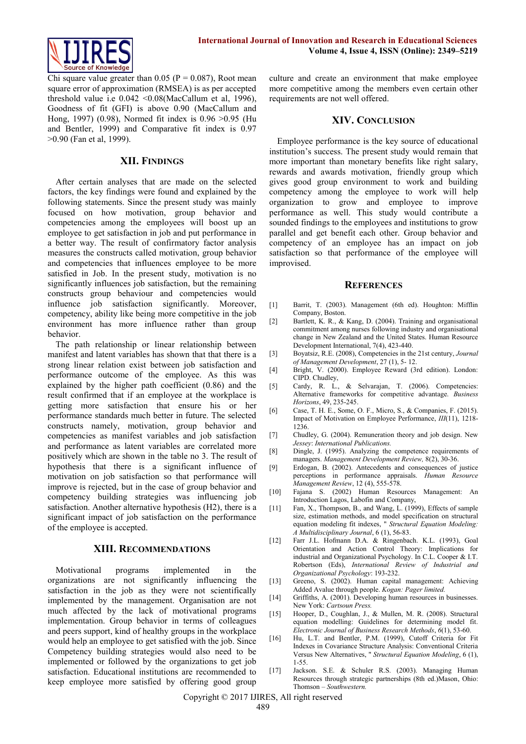Chi square value greater than 0.05 (P = 0.087), Root mean square error of approximation (RMSEA) is as per accepted threshold value i.e 0.042 <0.08(MacCallum et al, 1996), Goodness of fit (GFI) is above 0.90 (MacCallum and Hong, 1997) (0.98), Normed fit index is 0.96 >0.95 (Hu and Bentler, 1999) and Comparative fit index is 0.97 >0.90 (Fan et al, 1999).

## XII. Findings

After certain analyses that are made on the selected factors, the key findings were found and explained by the following statements. Since the present study was mainly focused on how motivation, group behavior and competencies among the employees will boost up an employee to get satisfaction in job and put performance in a better way. The result of confirmatory factor analysis measures the constructs called motivation, group behavior and competencies that influences employee to be more satisfied in Job. In the present study, motivation is no significantly influences job satisfaction, but the remaining constructs group behaviour and competencies would influence job satisfaction significantly. Moreover, competency, ability like being more competitive in the job environment has more influence rather than group behavior.

The path relationship or linear relationship between manifest and latent variables has shown that that there is a strong linear relation exist between job satisfaction and performance outcome of the employee. As this was explained by the higher path coefficient (0.86) and the result confirmed that if an employee at the workplace is getting more satisfaction that ensure his or her performance standards much better in future. The selected constructs namely, motivation, group behavior and competencies as manifest variables and job satisfaction and performance as latent variables are correlated more positively which are shown in the table no 3. The result of hypothesis that there is a significant influence of motivation on job satisfaction so that performance will improve is rejected, but in the case of group behavior and competency building strategies was influencing job satisfaction. Another alternative hypothesis (H2), there is a significant impact of job satisfaction on the performance of the employee is accepted.

## XIII. Recommendations

Motivational programs implemented in the organizations are not significantly influencing the satisfaction in the job as they were not scientifically implemented by the management. Organisation are not much affected by the lack of motivational programs implementation. Group behavior in terms of colleagues and peers support, kind of healthy groups in the workplace would help an employee to get satisfied with the job. Since Competency building strategies would also need to be implemented or followed by the organizations to get job satisfaction. Educational institutions are recommended to keep employee more satisfied by offering good group culture and create an environment that make employee more competitive among the members even certain other requirements are not well offered.

## XIV. Conclusion

Employee performance is the key source of educational institution's success. The present study would remain that more important than monetary benefits like right salary, rewards and awards motivation, friendly group which gives good group environment to work and building competency among the employee to work will help organization to grow and employee to improve performance as well. This study would contribute a sounded findings to the employees and institutions to grow parallel and get benefit each other. Group behavior and competency of an employee has an impact on job satisfaction so that performance of the employee will improvised.

## References

[1] Barrit, T. (2003). Management (6th ed). Houghton: Mifflin Company, Boston.

[2] Bartlett, K. R., & Kang, D. (2004). Training and organisational commitment among nurses following industry and organisational change in New Zealand and the United States. Human Resource Development International, 7(4), 423-440.

[3] Boyatsiz, R.E. (2008), Competencies in the 21st century, *Journal of Management Development*, 27 (1), 5- 12.

[4] Bright, V. (2000). Employee Reward (3rd edition). London: CIPD. Chudley,

[5] Cardy, R. L., & Selvarajan, T. (2006). Competencies: Alternative frameworks for competitive advantage. *Business Horizons*, 49, 235-245.

[6] Case, T. H. E., Some, O. F., Micro, S., & Companies, F. (2015). Impact of Motivation on Employee Performance, *III*(11), 1218-1236.

[7] Chudley, G. (2004). Remuneration theory and job design. New *Jessey*: *International Publications.*

[8] Dingle, J. (1995). Analyzing the competence requirements of managers. *Management Development Review,* 8(2), 30-36.

[9] Erdogan, B. (2002). Antecedents and consequences of justice perceptions in performance appraisals. *Human Resource Management Review*, 12 (4), 555-578.

[10] Fajana S. (2002) Human Resources Management: An Introduction Lagos, Labofin and Company,

[11] Fan, X., Thompson, B., and Wang, L. (1999), Effects of sample size, estimation methods, and model specification on structural equation modeling fit indexes, " *Structural Equation Modeling: A Multidisciplinary Journal*, 6 (1), 56-83.

[12] Farr J.L. Hofmann D.A. & Ringenbach. K.L. (1993), Goal Orientation and Action Control Theory: Implications for industrial and Organizational Psychology. In C.L. Cooper & I.T. Robertson (Eds), *International Review of Industrial and Organizational Psychology*: 193-232.

[13] Greeno, S. (2002). Human capital management: Achieving Added Avalue through people. *Kogan: Pager limited.*

[14] Griffiths, A. (2001). Developing human resources in businesses. New York: *Cartsoun Press.*

[15] Hooper, D., Coughlan, J., & Mullen, M. R. (2008). Structural equation modelling: Guidelines for determining model fit. *Electronic Journal of Business Research Methods*, *6*(1), 53-60.

[16] Hu, L.T. and Bentler, P.M. (1999), Cutoff Criteria for Fit Indexes in Covariance Structure Analysis: Conventional Criteria Versus New Alternatives, " *Structural Equation Modeling*, 6 (1), 1-55.

[17] Jackson. S.E. & Schuler R.S. (2003). Managing Human Resources through strategic partnerships (8th ed.)Mason, Ohio: Thomson – *Southwestern.*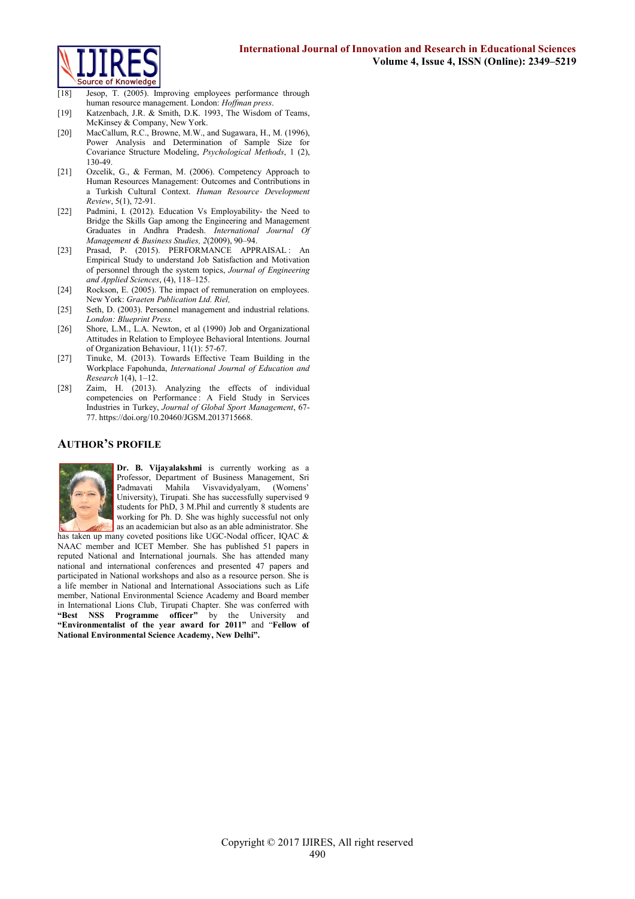[18] Jesop, T. (2005). Improving employees performance through human resource management. London: *Hoffman press*.

[19] Katzenbach, J.R. & Smith, D.K. 1993, The Wisdom of Teams, McKinsey & Company, New York.

[20] MacCallum, R.C., Browne, M.W., and Sugawara, H., M. (1996), Power Analysis and Determination of Sample Size for Covariance Structure Modeling, *Psychological Methods*, 1 (2), 130-49.

[21] Ozcelik, G., & Ferman, M. (2006). Competency Approach to Human Resources Management: Outcomes and Contributions in a Turkish Cultural Context. *Human Resource Development Review*, 5(1), 72-91.

[22] Padmini, I. (2012). Education Vs Employability- the Need to Bridge the Skills Gap among the Engineering and Management Graduates in Andhra Pradesh. *International Journal Of Management & Business Studies, 2*(2009), 90–94.

[23] Prasad, P. (2015). PERFORMANCE APPRAISAL : An Empirical Study to understand Job Satisfaction and Motivation of personnel through the system topics, *Journal of Engineering and Applied Sciences*, (4), 118–125.

[24] Rockson, E. (2005). The impact of remuneration on employees. New York: *Graeten Publication Ltd. Riel,*

[25] Seth, D. (2003). Personnel management and industrial relations. *London: Blueprint Press.*

[26] Shore, L.M., L.A. Newton, et al (1990) Job and Organizational Attitudes in Relation to Employee Behavioral Intentions. Journal of Organization Behaviour, 11(1): 57-67.

[27] Tinuke, M. (2013). Towards Effective Team Building in the Workplace Fapohunda, *International Journal of Education and Research* 1(4), 1–12.

[28] Zaim, H. (2013). Analyzing the effects of individual competencies on Performance : A Field Study in Services Industries in Turkey, *Journal of Global Sport Management*, 67-77. https://doi.org/10.20460/JGSM.2013715668.

## AUTHOR'S PROFILE

**Dr. B. Vijayalakshmi** is currently working as a Professor, Department of Business Management, Sri Padmavati Mahila Visvavidyalyam, (Womens' University), Tirupati. She has successfully supervised 9 students for PhD, 3 M.Phil and currently 8 students are working for Ph. D. She was highly successful not only as an academician but also as an able administrator. She has taken up many coveted positions like UGC-Nodal officer, IQAC & NAAC member and ICET Member. She has published 51 papers in reputed National and International journals. She has attended many national and international conferences and presented 47 papers and participated in National workshops and also as a resource person. She is a life member in National and International Associations such as Life member, National Environmental Science Academy and Board member in International Lions Club, Tirupati Chapter. She was conferred with **"Best NSS Programme officer"** by the University and **"Environmentalist of the year award for 2011"** and "**Fellow of National Environmental Science Academy, New Delhi".**